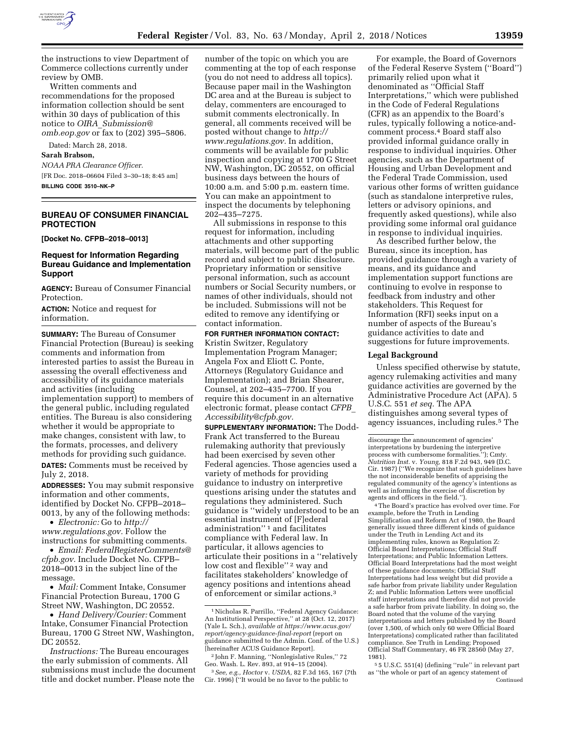the instructions to view Department of Commerce collections currently under review by OMB.

Written comments and recommendations for the proposed information collection should be sent within 30 days of publication of this notice to *OIRA_Submission@omb.eop.gov* or fax to (202) 395–5806.

Dated: March 28, 2018.

**Sarah Brabson,**

*NOAA PRA Clearance Officer.*

[FR Doc. 2018–06604 Filed 3–30–18; 8:45 am]

**BILLING CODE 3510–NK–P**

---

## BUREAU OF CONSUMER FINANCIAL PROTECTION

**[Docket No. CFPB–2018–0013]**

### Request for Information Regarding Bureau Guidance and Implementation Support

**AGENCY:** Bureau of Consumer Financial Protection.

**ACTION:** Notice and request for information.

**SUMMARY:** The Bureau of Consumer Financial Protection (Bureau) is seeking comments and information from interested parties to assist the Bureau in assessing the overall effectiveness and accessibility of its guidance materials and activities (including implementation support) to members of the general public, including regulated entities. The Bureau is also considering whether it would be appropriate to make changes, consistent with law, to the formats, processes, and delivery methods for providing such guidance.

**DATES:** Comments must be received by July 2, 2018.

**ADDRESSES:** You may submit responsive information and other comments, identified by Docket No. CFPB–2018–0013, by any of the following methods:

- *Electronic:* Go to *http://www.regulations.gov.* Follow the instructions for submitting comments.
- *Email: FederalRegisterComments@cfpb.gov.* Include Docket No. CFPB–2018–0013 in the subject line of the message.
- *Mail:* Comment Intake, Consumer Financial Protection Bureau, 1700 G Street NW, Washington, DC 20552.
- *Hand Delivery/Courier:* Comment Intake, Consumer Financial Protection Bureau, 1700 G Street NW, Washington, DC 20552.

*Instructions:* The Bureau encourages the early submission of comments. All submissions must include the document title and docket number. Please note the number of the topic on which you are commenting at the top of each response (you do not need to address all topics). Because paper mail in the Washington DC area and at the Bureau is subject to delay, commenters are encouraged to submit comments electronically. In general, all comments received will be posted without change to *http://www.regulations.gov.* In addition, comments will be available for public inspection and copying at 1700 G Street NW, Washington, DC 20552, on official business days between the hours of 10:00 a.m. and 5:00 p.m. eastern time. You can make an appointment to inspect the documents by telephoning 202–435–7275.

All submissions in response to this request for information, including attachments and other supporting materials, will become part of the public record and subject to public disclosure. Proprietary information or sensitive personal information, such as account numbers or Social Security numbers, or names of other individuals, should not be included. Submissions will not be edited to remove any identifying or contact information.

**FOR FURTHER INFORMATION CONTACT:** Kristin Switzer, Regulatory Implementation Program Manager; Angela Fox and Eliott C. Ponte, Attorneys (Regulatory Guidance and Implementation); and Brian Shearer, Counsel, at 202–435–7700. If you require this document in an alternative electronic format, please contact *CFPB_Accessibility@cfpb.gov.*

**SUPPLEMENTARY INFORMATION:** The Dodd-Frank Act transferred to the Bureau rulemaking authority that previously had been exercised by seven other Federal agencies. Those agencies used a variety of methods for providing guidance to industry on interpretive questions arising under the statutes and regulations they administered. Such guidance is "widely understood to be an essential instrument of [F]ederal administration" [1] and facilitates compliance with Federal law. In particular, it allows agencies to articulate their positions in a "relatively low cost and flexible" [2] way and facilitates stakeholders' knowledge of agency positions and intentions ahead of enforcement or similar actions.[3]

For example, the Board of Governors of the Federal Reserve System ("Board") primarily relied upon what it denominated as "Official Staff Interpretations," which were published in the Code of Federal Regulations (CFR) as an appendix to the Board's rules, typically following a notice-and-comment process.[4] Board staff also provided informal guidance orally in response to individual inquiries. Other agencies, such as the Department of Housing and Urban Development and the Federal Trade Commission, used various other forms of written guidance (such as standalone interpretive rules, letters or advisory opinions, and frequently asked questions), while also providing some informal oral guidance in response to individual inquiries.

As described further below, the Bureau, since its inception, has provided guidance through a variety of means, and its guidance and implementation support functions are continuing to evolve in response to feedback from industry and other stakeholders. This Request for Information (RFI) seeks input on a number of aspects of the Bureau's guidance activities to date and suggestions for future improvements.

### Legal Background

Unless specified otherwise by statute, agency rulemaking activities and many guidance activities are governed by the Administrative Procedure Act (APA). 5 U.S.C. 551 *et seq.* The APA distinguishes among several types of agency issuances, including rules.[5] The

---

[1] Nicholas R. Parrillo, "Federal Agency Guidance: An Institutional Perspective," at 28 (Oct. 12, 2017) (Yale L. Sch.), *available at https://www.acus.gov/report/agency-guidance-final-report* (report on guidance submitted to the Admin. Conf. of the U.S.) [hereinafter ACUS Guidance Report].

[2] John F. Manning, "Nonlegislative Rules," 72 Geo. Wash. L. Rev. 893, at 914–15 (2004).

[3] *See, e.g., Hoctor* v. *USDA,* 82 F.3d 165, 167 (7th Cir. 1996) ("It would be no favor to the public to discourage the announcement of agencies' interpretations by burdening the interpretive process with cumbersome formalities."); C*mty. Nutrition Inst.* v. *Young,* 818 F.2d 943, 949 (D.C. Cir. 1987) ("We recognize that such guidelines have the not inconsiderable benefits of apprising the regulated community of the agency's intentions as well as informing the exercise of discretion by agents and officers in the field.").

[4] The Board's practice has evolved over time. For example, before the Truth in Lending Simplification and Reform Act of 1980, the Board generally issued three different kinds of guidance under the Truth in Lending Act and its implementing rules, known as Regulation Z: Official Board Interpretations; Official Staff Interpretations; and Public Information Letters. Official Board Interpretations had the most weight of these guidance documents; Official Staff Interpretations had less weight but did provide a safe harbor from private liability under Regulation Z; and Public Information Letters were unofficial staff interpretations and therefore did not provide a safe harbor from private liability. In doing so, the Board noted that the volume of the varying interpretations and letters published by the Board (over 1,500, of which only 60 were Official Board Interpretations) complicated rather than facilitated compliance. See Truth in Lending; Proposed Official Staff Commentary, 46 FR 28560 (May 27, 1981).

[5] 5 U.S.C. 551(4) (defining "rule" in relevant part as "the whole or part of an agency statement of

Continued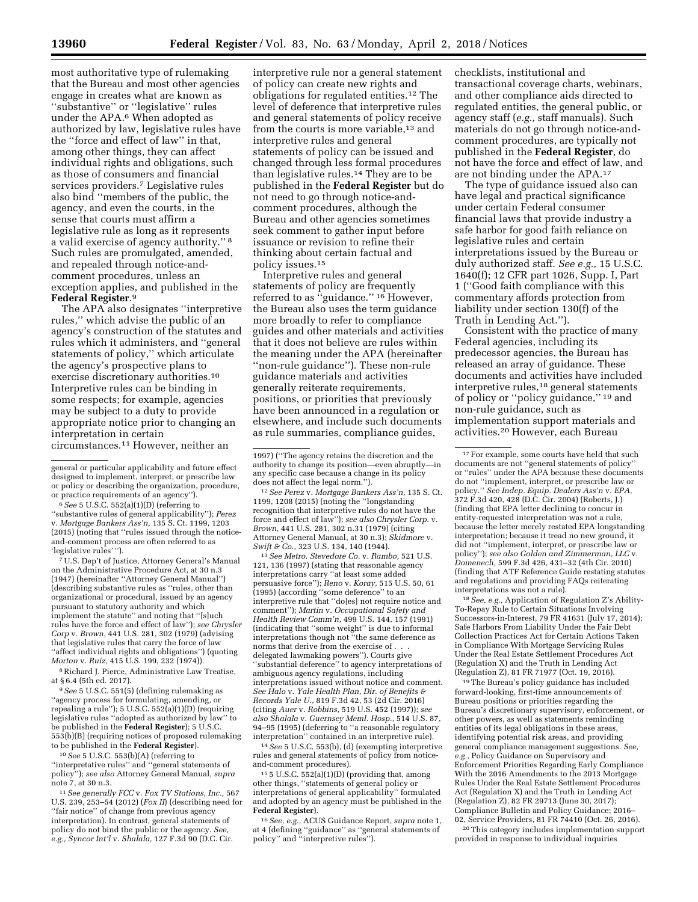most authoritative type of rulemaking that the Bureau and most other agencies engage in creates what are known as ''substantive'' or ''legislative'' rules under the APA.[6] When adopted as authorized by law, legislative rules have the ''force and effect of law'' in that, among other things, they can affect individual rights and obligations, such as those of consumers and financial services providers.[7] Legislative rules also bind ''members of the public, the agency, and even the courts, in the sense that courts must affirm a legislative rule as long as it represents a valid exercise of agency authority.''[8] Such rules are promulgated, amended, and repealed through notice-and-comment procedures, unless an exception applies, and published in the **Federal Register**.[9]

The APA also designates ''interpretive rules,'' which advise the public of an agency's construction of the statutes and rules which it administers, and ''general statements of policy,'' which articulate the agency's prospective plans to exercise discretionary authorities.[10] Interpretive rules can be binding in some respects; for example, agencies may be subject to a duty to provide appropriate notice prior to changing an interpretation in certain circumstances.[11] However, neither an interpretive rule nor a general statement of policy can create new rights and obligations for regulated entities.[12] The level of deference that interpretive rules and general statements of policy receive from the courts is more variable,[13] and interpretive rules and general statements of policy can be issued and changed through less formal procedures than legislative rules.[14] They are to be published in the **Federal Register** but do not need to go through notice-and-comment procedures, although the Bureau and other agencies sometimes seek comment to gather input before issuance or revision to refine their thinking about certain factual and policy issues.[15]

Interpretive rules and general statements of policy are frequently referred to as ''guidance.''[16] However, the Bureau also uses the term guidance more broadly to refer to compliance guides and other materials and activities that it does not believe are rules within the meaning under the APA (hereinafter ''non-rule guidance''). These non-rule guidance materials and activities generally reiterate requirements, positions, or priorities that previously have been announced in a regulation or elsewhere, and include such documents as rule summaries, compliance guides, checklists, institutional and transactional coverage charts, webinars, and other compliance aids directed to regulated entities, the general public, or agency staff (*e.g.,* staff manuals). Such materials do not go through notice-and-comment procedures, are typically not published in the **Federal Register**, do not have the force and effect of law, and are not binding under the APA.[17]

The type of guidance issued also can have legal and practical significance under certain Federal consumer financial laws that provide industry a safe harbor for good faith reliance on legislative rules and certain interpretations issued by the Bureau or duly authorized staff. *See e.g.,* 15 U.S.C. 1640(f); 12 CFR part 1026, Supp. I, Part 1 (''Good faith compliance with this commentary affords protection from liability under section 130(f) of the Truth in Lending Act.'').

Consistent with the practice of many Federal agencies, including its predecessor agencies, the Bureau has released an array of guidance. These documents and activities have included interpretive rules,[18] general statements of policy or ''policy guidance,''[19] and non-rule guidance, such as implementation support materials and activities.[20] However, each Bureau

---

general or particular applicability and future effect designed to implement, interpret, or prescribe law or policy or describing the organization, procedure, or practice requirements of an agency'').

[6] *See* 5 U.S.C. 552(a)(1)(D) (referring to ''substantive rules of general applicability''); *Perez* v. *Mortgage Bankers Ass'n,* 135 S. Ct. 1199, 1203 (2015) (noting that ''rules issued through the notice-and-comment process are often referred to as 'legislative rules' '').

[7] U.S. Dep't of Justice, Attorney General's Manual on the Administrative Procedure Act, at 30 n.3 (1947) (hereinafter ''Attorney General Manual'') (describing substantive rules as ''rules, other than organizational or procedural, issued by an agency pursuant to statutory authority and which implement the statute'' and noting that ''[s]uch rules have the force and effect of law''); *see Chrysler Corp* v. *Brown,* 441 U.S. 281, 302 (1979) (advising that legislative rules that carry the force of law ''affect individual rights and obligations'') (quoting *Morton* v. *Ruiz,* 415 U.S. 199, 232 (1974)).

[8] Richard J. Pierce, Administrative Law Treatise, at § 6.4 (5th ed. 2017).

[9] *See* 5 U.S.C. 551(5) (defining rulemaking as ''agency process for formulating, amending, or repealing a rule''); 5 U.S.C. 552(a)(1)(D) (requiring legislative rules ''adopted as authorized by law'' to be published in the **Federal Register**); 5 U.S.C. 553(b)(B) (requiring notices of proposed rulemaking to be published in the **Federal Register**).

[10] *See* 5 U.S.C. 553(b)(A) (referring to ''interpretative rules'' and ''general statements of policy''); *see also* Attorney General Manual, *supra* note 7, at 30 n.3.

[11] *See generally FCC* v. *Fox TV Stations, Inc.,* 567 U.S. 239, 253–54 (2012) (*Fox II*) (describing need for ''fair notice'' of change from previous agency interpretation). In contrast, general statements of policy do not bind the public or the agency. *See, e.g., Syncor Int'l* v. *Shalala,* 127 F.3d 90 (D.C. Cir. 1997) (''The agency retains the discretion and the authority to change its position—even abruptly—in any specific case because a change in its policy does not affect the legal norm.'').

[12] *See Perez* v. *Mortgage Bankers Ass'n,* 135 S. Ct. 1199, 1208 (2015) (noting the ''longstanding recognition that interpretive rules do not have the force and effect of law''); *see also Chrysler Corp.* v. *Brown,* 441 U.S. 281, 302 n.31 (1979) (citing Attorney General Manual, at 30 n.3); *Skidmore* v. *Swift & Co.,* 323 U.S. 134, 140 (1944).

[13] *See Metro. Stevedore Co.* v. *Rambo,* 521 U.S. 121, 136 (1997) (stating that reasonable agency interpretations carry ''at least some added persuasive force''); *Reno* v. *Koray,* 515 U.S. 50, 61 (1995) (according ''some deference'' to an interpretive rule that ''do[es] not require notice and comment''); *Martin* v. *Occupational Safety and Health Review Comm'n,* 499 U.S. 144, 157 (1991) (indicating that ''some weight'' is due to informal interpretations though not ''the same deference as norms that derive from the exercise of . . . delegated lawmaking powers''). Courts give ''substantial deference'' to agency interpretations of ambiguous agency regulations, including interpretations issued without notice and comment. *See Halo* v. *Yale Health Plan, Dir. of Benefits & Records Yale U.,* 819 F.3d 42, 53 (2d Cir. 2016) (citing *Auer* v. *Robbins,* 519 U.S. 452 (1997)); *see also Shalala* v. *Guernsey Meml. Hosp.,* 514 U.S. 87, 94–95 (1995) (deferring to ''a reasonable regulatory interpretation'' contained in an interpretive rule).

[14] *See* 5 U.S.C. 553(b), (d) (exempting interpretive rules and general statements of policy from notice-and-comment procedures).

[15] 5 U.S.C. 552(a)(1)(D) (providing that, among other things, ''statements of general policy or interpretations of general applicability'' formulated and adopted by an agency must be published in the **Federal Register**).

[16] *See, e.g.,* ACUS Guidance Report, *supra* note 1, at 4 (defining ''guidance'' as ''general statements of policy'' and ''interpretive rules'').

[17] For example, some courts have held that such documents are not ''general statements of policy'' or ''rules'' under the APA because these documents do not ''implement, interpret, or prescribe law or policy.'' *See Indep. Equip. Dealers Ass'n* v. *EPA,* 372 F.3d 420, 428 (D.C. Cir. 2004) (Roberts, J.) (finding that EPA letter declining to concur in entity-requested interpretation was not a rule, because the letter merely restated EPA longstanding interpretation; because it tread no new ground, it did not ''implement, interpret, or prescribe law or policy''); *see also Golden and Zimmerman, LLC* v. *Domenech,* 599 F.3d 426, 431–32 (4th Cir. 2010) (finding that ATF Reference Guide restating statutes and regulations and providing FAQs reiterating interpretations was not a rule).

[18] *See, e.g.,* Application of Regulation Z's Ability-To-Repay Rule to Certain Situations Involving Successors-in-Interest, 79 FR 41631 (July 17, 2014); Safe Harbors From Liability Under the Fair Debt Collection Practices Act for Certain Actions Taken in Compliance With Mortgage Servicing Rules Under the Real Estate Settlement Procedures Act (Regulation X) and the Truth in Lending Act (Regulation Z), 81 FR 71977 (Oct. 19, 2016).

[19] The Bureau's policy guidance has included forward-looking, first-time announcements of Bureau positions or priorities regarding the Bureau's discretionary supervisory, enforcement, or other powers, as well as statements reminding entities of its legal obligations in these areas, identifying potential risk areas, and providing general compliance management suggestions. *See, e.g.,* Policy Guidance on Supervisory and Enforcement Priorities Regarding Early Compliance With the 2016 Amendments to the 2013 Mortgage Rules Under the Real Estate Settlement Procedures Act (Regulation X) and the Truth in Lending Act (Regulation Z), 82 FR 29713 (June 30, 2017); Compliance Bulletin and Policy Guidance; 2016–02, Service Providers, 81 FR 74410 (Oct. 26, 2016).

[20] This category includes implementation support provided in response to individual inquiries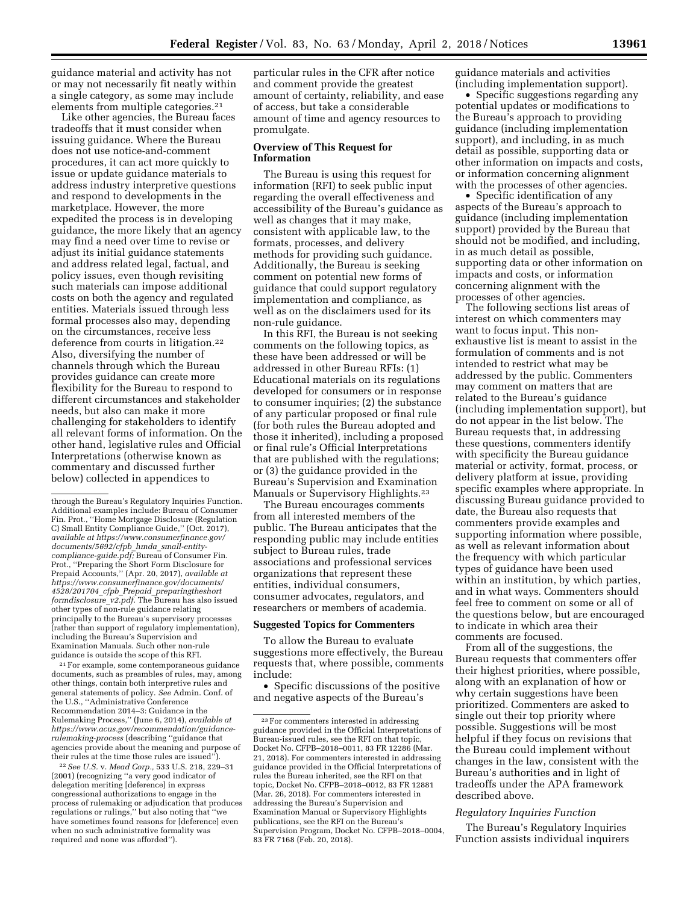guidance material and activity has not or may not necessarily fit neatly within a single category, as some may include elements from multiple categories.[21]

Like other agencies, the Bureau faces tradeoffs that it must consider when issuing guidance. Where the Bureau does not use notice-and-comment procedures, it can act more quickly to issue or update guidance materials to address industry interpretive questions and respond to developments in the marketplace. However, the more expedited the process is in developing guidance, the more likely that an agency may find a need over time to revise or adjust its initial guidance statements and address related legal, factual, and policy issues, even though revisiting such materials can impose additional costs on both the agency and regulated entities. Materials issued through less formal processes also may, depending on the circumstances, receive less deference from courts in litigation.[22] Also, diversifying the number of channels through which the Bureau provides guidance can create more flexibility for the Bureau to respond to different circumstances and stakeholder needs, but also can make it more challenging for stakeholders to identify all relevant forms of information. On the other hand, legislative rules and Official Interpretations (otherwise known as commentary and discussed further below) collected in appendices to particular rules in the CFR after notice and comment provide the greatest amount of certainty, reliability, and ease of access, but take a considerable amount of time and agency resources to promulgate.

## Overview of This Request for Information

The Bureau is using this request for information (RFI) to seek public input regarding the overall effectiveness and accessibility of the Bureau's guidance as well as changes that it may make, consistent with applicable law, to the formats, processes, and delivery methods for providing such guidance. Additionally, the Bureau is seeking comment on potential new forms of guidance that could support regulatory implementation and compliance, as well as on the disclaimers used for its non-rule guidance.

In this RFI, the Bureau is not seeking comments on the following topics, as these have been addressed or will be addressed in other Bureau RFIs: (1) Educational materials on its regulations developed for consumers or in response to consumer inquiries; (2) the substance of any particular proposed or final rule (for both rules the Bureau adopted and those it inherited), including a proposed or final rule's Official Interpretations that are published with the regulations; or (3) the guidance provided in the Bureau's Supervision and Examination Manuals or Supervisory Highlights.[23]

The Bureau encourages comments from all interested members of the public. The Bureau anticipates that the responding public may include entities subject to Bureau rules, trade associations and professional services organizations that represent these entities, individual consumers, consumer advocates, regulators, and researchers or members of academia.

## Suggested Topics for Commenters

To allow the Bureau to evaluate suggestions more effectively, the Bureau requests that, where possible, comments include:

- Specific discussions of the positive and negative aspects of the Bureau's guidance materials and activities (including implementation support).
- Specific suggestions regarding any potential updates or modifications to the Bureau's approach to providing guidance (including implementation support), and including, in as much detail as possible, supporting data or other information on impacts and costs, or information concerning alignment with the processes of other agencies.
- Specific identification of any aspects of the Bureau's approach to guidance (including implementation support) provided by the Bureau that should not be modified, and including, in as much detail as possible, supporting data or other information on impacts and costs, or information concerning alignment with the processes of other agencies.

The following sections list areas of interest on which commenters may want to focus input. This non-exhaustive list is meant to assist in the formulation of comments and is not intended to restrict what may be addressed by the public. Commenters may comment on matters that are related to the Bureau's guidance (including implementation support), but do not appear in the list below. The Bureau requests that, in addressing these questions, commenters identify with specificity the Bureau guidance material or activity, format, process, or delivery platform at issue, providing specific examples where appropriate. In discussing Bureau guidance provided to date, the Bureau also requests that commenters provide examples and supporting information where possible, as well as relevant information about the frequency with which particular types of guidance have been used within an institution, by which parties, and in what ways. Commenters should feel free to comment on some or all of the questions below, but are encouraged to indicate in which area their comments are focused.

From all of the suggestions, the Bureau requests that commenters offer their highest priorities, where possible, along with an explanation of how or why certain suggestions have been prioritized. Commenters are asked to single out their top priority where possible. Suggestions will be most helpful if they focus on revisions that the Bureau could implement without changes in the law, consistent with the Bureau's authorities and in light of tradeoffs under the APA framework described above.

### *Regulatory Inquiries Function*

The Bureau's Regulatory Inquiries Function assists individual inquirers

---

through the Bureau's Regulatory Inquiries Function. Additional examples include: Bureau of Consumer Fin. Prot., "Home Mortgage Disclosure (Regulation C) Small Entity Compliance Guide," (Oct. 2017), *available at https://www.consumerfinance.gov/documents/5692/cfpb_hmda_small-entity-compliance-guide.pdf;* Bureau of Consumer Fin. Prot., "Preparing the Short Form Disclosure for Prepaid Accounts," (Apr. 20, 2017), *available at https://www.consumerfinance.gov/documents/4528/201704_cfpb_Prepaid_preparingtheshort formdisclosure_v2.pdf.* The Bureau has also issued other types of non-rule guidance relating principally to the Bureau's supervisory processes (rather than support of regulatory implementation), including the Bureau's Supervision and Examination Manuals. Such other non-rule guidance is outside the scope of this RFI.

[21] For example, some contemporaneous guidance documents, such as preambles of rules, may, among other things, contain both interpretive rules and general statements of policy. *See* Admin. Conf. of the U.S., "Administrative Conference Recommendation 2014–3: Guidance in the Rulemaking Process," (June 6, 2014), *available at https://www.acus.gov/recommendation/guidance-rulemaking-process* (describing "guidance that agencies provide about the meaning and purpose of their rules at the time those rules are issued").

[22] *See U.S.* v. *Mead Corp.,* 533 U.S. 218, 229–31 (2001) (recognizing "a very good indicator of delegation meriting [deference] in express congressional authorizations to engage in the process of rulemaking or adjudication that produces regulations or rulings," but also noting that "we have sometimes found reasons for [deference] even when no such administrative formality was required and none was afforded").

[23] For commenters interested in addressing guidance provided in the Official Interpretations of Bureau-issued rules, see the RFI on that topic, Docket No. CFPB–2018–0011, 83 FR 12286 (Mar. 21, 2018). For commenters interested in addressing guidance provided in the Official Interpretations of rules the Bureau inherited, see the RFI on that topic, Docket No. CFPB–2018–0012, 83 FR 12881 (Mar. 26, 2018). For commenters interested in addressing the Bureau's Supervision and Examination Manual or Supervisory Highlights publications, see the RFI on the Bureau's Supervision Program, Docket No. CFPB–2018–0004, 83 FR 7168 (Feb. 20, 2018).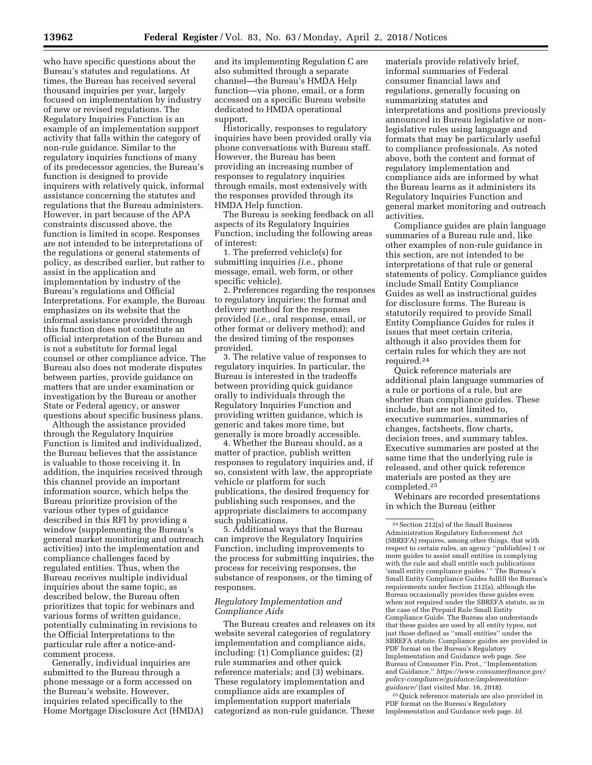who have specific questions about the Bureau's statutes and regulations. At times, the Bureau has received several thousand inquiries per year, largely focused on implementation by industry of new or revised regulations. The Regulatory Inquiries Function is an example of an implementation support activity that falls within the category of non-rule guidance. Similar to the regulatory inquiries functions of many of its predecessor agencies, the Bureau's function is designed to provide inquirers with relatively quick, informal assistance concerning the statutes and regulations that the Bureau administers. However, in part because of the APA constraints discussed above, the function is limited in scope. Responses are not intended to be interpretations of the regulations or general statements of policy, as described earlier, but rather to assist in the application and implementation by industry of the Bureau's regulations and Official Interpretations. For example, the Bureau emphasizes on its website that the informal assistance provided through this function does not constitute an official interpretation of the Bureau and is not a substitute for formal legal counsel or other compliance advice. The Bureau also does not moderate disputes between parties, provide guidance on matters that are under examination or investigation by the Bureau or another State or Federal agency, or answer questions about specific business plans.

Although the assistance provided through the Regulatory Inquiries Function is limited and individualized, the Bureau believes that the assistance is valuable to those receiving it. In addition, the inquiries received through this channel provide an important information source, which helps the Bureau prioritize provision of the various other types of guidance described in this RFI by providing a window (supplementing the Bureau's general market monitoring and outreach activities) into the implementation and compliance challenges faced by regulated entities. Thus, when the Bureau receives multiple individual inquiries about the same topic, as described below, the Bureau often prioritizes that topic for webinars and various forms of written guidance, potentially culminating in revisions to the Official Interpretations to the particular rule after a notice-and-comment process.

Generally, individual inquiries are submitted to the Bureau through a phone message or a form accessed on the Bureau's website. However, inquiries related specifically to the Home Mortgage Disclosure Act (HMDA) and its implementing Regulation C are also submitted through a separate channel—the Bureau's HMDA Help function—via phone, email, or a form accessed on a specific Bureau website dedicated to HMDA operational support.

Historically, responses to regulatory inquiries have been provided orally via phone conversations with Bureau staff. However, the Bureau has been providing an increasing number of responses to regulatory inquiries through emails, most extensively with the responses provided through its HMDA Help function.

The Bureau is seeking feedback on all aspects of its Regulatory Inquiries Function, including the following areas of interest:

1. The preferred vehicle(s) for submitting inquiries (*i.e.,* phone message, email, web form, or other specific vehicle).

2. Preferences regarding the responses to regulatory inquiries; the format and delivery method for the responses provided (*i.e.,* oral response, email, or other format or delivery method); and the desired timing of the responses provided.

3. The relative value of responses to regulatory inquiries. In particular, the Bureau is interested in the tradeoffs between providing quick guidance orally to individuals through the Regulatory Inquiries Function and providing written guidance, which is generic and takes more time, but generally is more broadly accessible.

4. Whether the Bureau should, as a matter of practice, publish written responses to regulatory inquiries and, if so, consistent with law, the appropriate vehicle or platform for such publications, the desired frequency for publishing such responses, and the appropriate disclaimers to accompany such publications.

5. Additional ways that the Bureau can improve the Regulatory Inquiries Function, including improvements to the process for submitting inquiries, the process for receiving responses, the substance of responses, or the timing of responses.

### *Regulatory Implementation and Compliance Aids*

The Bureau creates and releases on its website several categories of regulatory implementation and compliance aids, including: (1) Compliance guides; (2) rule summaries and other quick reference materials; and (3) webinars. These regulatory implementation and compliance aids are examples of implementation support materials categorized as non-rule guidance. These materials provide relatively brief, informal summaries of Federal consumer financial laws and regulations, generally focusing on summarizing statutes and interpretations and positions previously announced in Bureau legislative or non-legislative rules using language and formats that may be particularly useful to compliance professionals. As noted above, both the content and format of regulatory implementation and compliance aids are informed by what the Bureau learns as it administers its Regulatory Inquiries Function and general market monitoring and outreach activities.

Compliance guides are plain language summaries of a Bureau rule and, like other examples of non-rule guidance in this section, are not intended to be interpretations of that rule or general statements of policy. Compliance guides include Small Entity Compliance Guides as well as instructional guides for disclosure forms. The Bureau is statutorily required to provide Small Entity Compliance Guides for rules it issues that meet certain criteria, although it also provides them for certain rules for which they are not required.[24]

Quick reference materials are additional plain language summaries of a rule or portions of a rule, but are shorter than compliance guides. These include, but are not limited to, executive summaries, summaries of changes, factsheets, flow charts, decision trees, and summary tables. Executive summaries are posted at the same time that the underlying rule is released, and other quick reference materials are posted as they are completed.[25]

Webinars are recorded presentations in which the Bureau (either

---

[24] Section 212(a) of the Small Business Administration Regulatory Enforcement Act (SBREFA) requires, among other things, that with respect to certain rules, an agency "publish[es] 1 or more guides to assist small entities in complying with the rule and shall entitle such publications 'small entity compliance guides.'" The Bureau's Small Entity Compliance Guides fulfill the Bureau's requirements under Section 212(a), although the Bureau occasionally provides these guides even when not required under the SBREFA statute, as in the case of the Prepaid Rule Small Entity Compliance Guide. The Bureau also understands that these guides are used by all entity types, not just those defined as "small entities" under the SBREFA statute. Compliance guides are provided in PDF format on the Bureau's Regulatory Implementation and Guidance web page. *See* Bureau of Consumer Fin. Prot., "Implementation and Guidance," *https://www.consumerfinance.gov/policy-compliance/guidance/implementation-guidance/* (last visited Mar. 16, 2018).

[25] Quick reference materials are also provided in PDF format on the Bureau's Regulatory Implementation and Guidance web page. *Id.*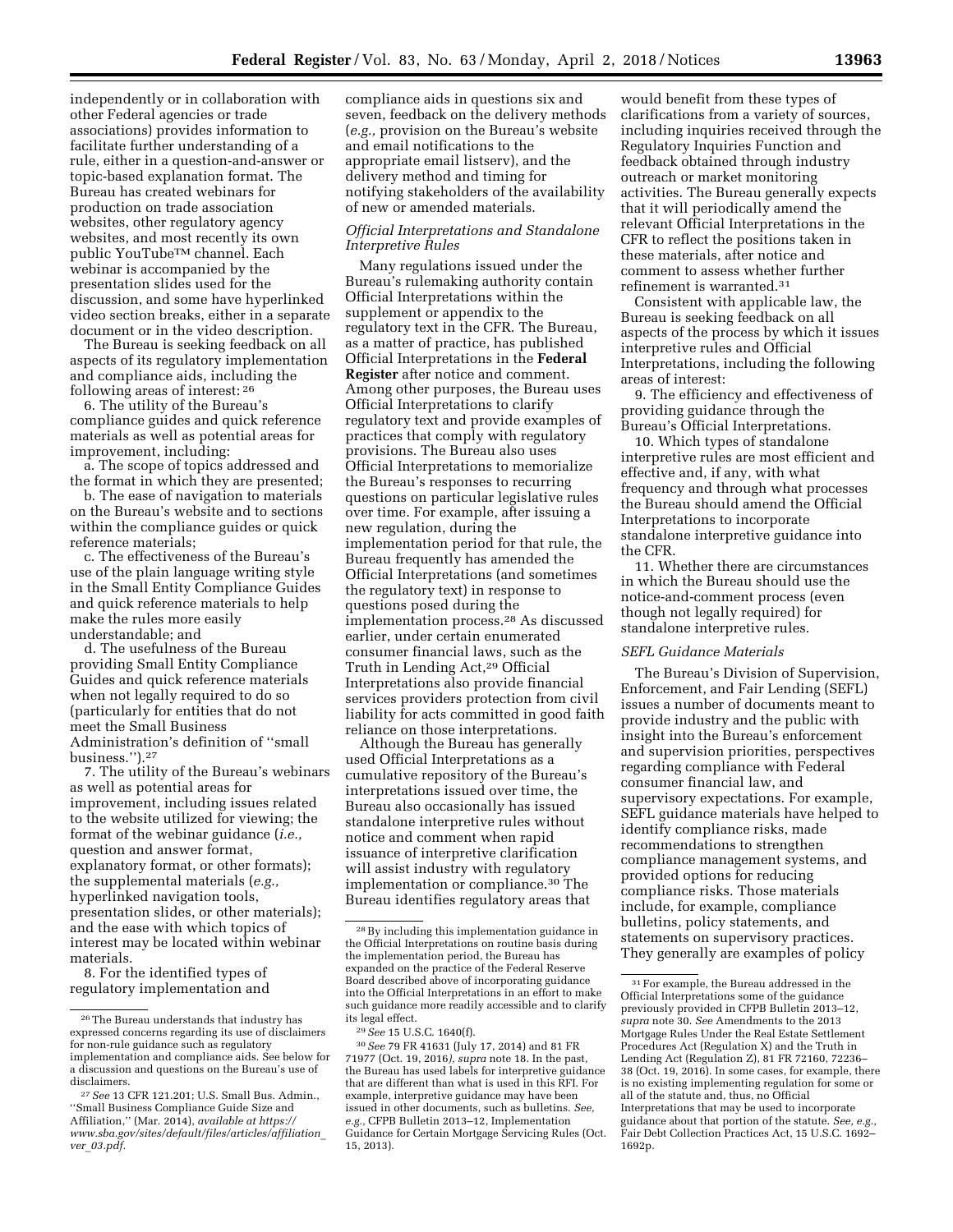independently or in collaboration with other Federal agencies or trade associations) provides information to facilitate further understanding of a rule, either in a question-and-answer or topic-based explanation format. The Bureau has created webinars for production on trade association websites, other regulatory agency websites, and most recently its own public YouTube™ channel. Each webinar is accompanied by the presentation slides used for the discussion, and some have hyperlinked video section breaks, either in a separate document or in the video description.

The Bureau is seeking feedback on all aspects of its regulatory implementation and compliance aids, including the following areas of interest: [26]

6. The utility of the Bureau's compliance guides and quick reference materials as well as potential areas for improvement, including:

a. The scope of topics addressed and the format in which they are presented;

b. The ease of navigation to materials on the Bureau's website and to sections within the compliance guides or quick reference materials;

c. The effectiveness of the Bureau's use of the plain language writing style in the Small Entity Compliance Guides and quick reference materials to help make the rules more easily understandable; and

d. The usefulness of the Bureau providing Small Entity Compliance Guides and quick reference materials when not legally required to do so (particularly for entities that do not meet the Small Business Administration's definition of "small business."). [27]

7. The utility of the Bureau's webinars as well as potential areas for improvement, including issues related to the website utilized for viewing; the format of the webinar guidance (*i.e.,* question and answer format, explanatory format, or other formats); the supplemental materials (*e.g.,* hyperlinked navigation tools, presentation slides, or other materials); and the ease with which topics of interest may be located within webinar materials.

8. For the identified types of regulatory implementation and compliance aids in questions six and seven, feedback on the delivery methods (*e.g.,* provision on the Bureau's website and email notifications to the appropriate email listserv), and the delivery method and timing for notifying stakeholders of the availability of new or amended materials.

### *Official Interpretations and Standalone Interpretive Rules*

Many regulations issued under the Bureau's rulemaking authority contain Official Interpretations within the supplement or appendix to the regulatory text in the CFR. The Bureau, as a matter of practice, has published Official Interpretations in the **Federal Register** after notice and comment. Among other purposes, the Bureau uses Official Interpretations to clarify regulatory text and provide examples of practices that comply with regulatory provisions. The Bureau also uses Official Interpretations to memorialize the Bureau's responses to recurring questions on particular legislative rules over time. For example, after issuing a new regulation, during the implementation period for that rule, the Bureau frequently has amended the Official Interpretations (and sometimes the regulatory text) in response to questions posed during the implementation process.[28] As discussed earlier, under certain enumerated consumer financial laws, such as the Truth in Lending Act,[29] Official Interpretations also provide financial services providers protection from civil liability for acts committed in good faith reliance on those interpretations.

Although the Bureau has generally used Official Interpretations as a cumulative repository of the Bureau's interpretations issued over time, the Bureau also occasionally has issued standalone interpretive rules without notice and comment when rapid issuance of interpretive clarification will assist industry with regulatory implementation or compliance.[30] The Bureau identifies regulatory areas that would benefit from these types of clarifications from a variety of sources, including inquiries received through the Regulatory Inquiries Function and feedback obtained through industry outreach or market monitoring activities. The Bureau generally expects that it will periodically amend the relevant Official Interpretations in the CFR to reflect the positions taken in these materials, after notice and comment to assess whether further refinement is warranted.[31]

Consistent with applicable law, the Bureau is seeking feedback on all aspects of the process by which it issues interpretive rules and Official Interpretations, including the following areas of interest:

9. The efficiency and effectiveness of providing guidance through the Bureau's Official Interpretations.

10. Which types of standalone interpretive rules are most efficient and effective and, if any, with what frequency and through what processes the Bureau should amend the Official Interpretations to incorporate standalone interpretive guidance into the CFR.

11. Whether there are circumstances in which the Bureau should use the notice-and-comment process (even though not legally required) for standalone interpretive rules.

### *SEFL Guidance Materials*

The Bureau's Division of Supervision, Enforcement, and Fair Lending (SEFL) issues a number of documents meant to provide industry and the public with insight into the Bureau's enforcement and supervision priorities, perspectives regarding compliance with Federal consumer financial law, and supervisory expectations. For example, SEFL guidance materials have helped to identify compliance risks, made recommendations to strengthen compliance management systems, and provided options for reducing compliance risks. Those materials include, for example, compliance bulletins, policy statements, and statements on supervisory practices. They generally are examples of policy

---

[26] The Bureau understands that industry has expressed concerns regarding its use of disclaimers for non-rule guidance such as regulatory implementation and compliance aids. See below for a discussion and questions on the Bureau's use of disclaimers.

[27] *See* 13 CFR 121.201; U.S. Small Bus. Admin., "Small Business Compliance Guide Size and Affiliation," (Mar. 2014), *available at https://www.sba.gov/sites/default/files/articles/affiliation_ver_03.pdf.*

[28] By including this implementation guidance in the Official Interpretations on routine basis during the implementation period, the Bureau has expanded on the practice of the Federal Reserve Board described above of incorporating guidance into the Official Interpretations in an effort to make such guidance more readily accessible and to clarify its legal effect.

[29] *See* 15 U.S.C. 1640(f).

[30] *See* 79 FR 41631 (July 17, 2014) and 81 FR 71977 (Oct. 19, 2016)*, supra* note 18. In the past, the Bureau has used labels for interpretive guidance that are different than what is used in this RFI. For example, interpretive guidance may have been issued in other documents, such as bulletins. *See, e.g.,* CFPB Bulletin 2013–12, Implementation Guidance for Certain Mortgage Servicing Rules (Oct. 15, 2013).

[31] For example, the Bureau addressed in the Official Interpretations some of the guidance previously provided in CFPB Bulletin 2013–12, *supra* note 30. *See* Amendments to the 2013 Mortgage Rules Under the Real Estate Settlement Procedures Act (Regulation X) and the Truth in Lending Act (Regulation Z), 81 FR 72160, 72236–38 (Oct. 19, 2016). In some cases, for example, there is no existing implementing regulation for some or all of the statute and, thus, no Official Interpretations that may be used to incorporate guidance about that portion of the statute. *See, e.g.,* Fair Debt Collection Practices Act, 15 U.S.C. 1692–1692p.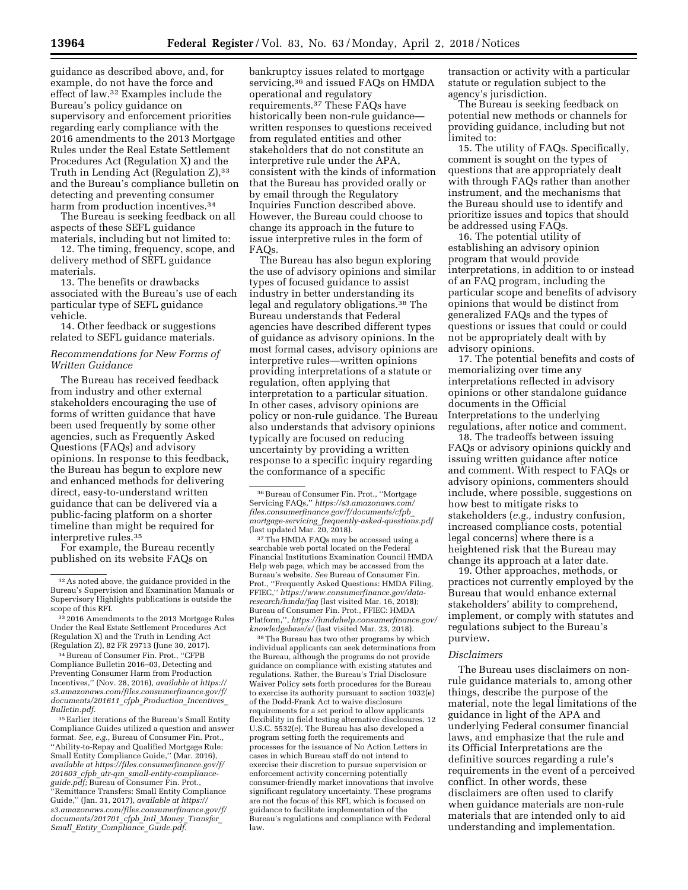guidance as described above, and, for example, do not have the force and effect of law.[32] Examples include the Bureau's policy guidance on supervisory and enforcement priorities regarding early compliance with the 2016 amendments to the 2013 Mortgage Rules under the Real Estate Settlement Procedures Act (Regulation X) and the Truth in Lending Act (Regulation Z),[33] and the Bureau's compliance bulletin on detecting and preventing consumer harm from production incentives.[34]

The Bureau is seeking feedback on all aspects of these SEFL guidance materials, including but not limited to:

12. The timing, frequency, scope, and delivery method of SEFL guidance materials.

13. The benefits or drawbacks associated with the Bureau's use of each particular type of SEFL guidance vehicle.

14. Other feedback or suggestions related to SEFL guidance materials.

### *Recommendations for New Forms of Written Guidance*

The Bureau has received feedback from industry and other external stakeholders encouraging the use of forms of written guidance that have been used frequently by some other agencies, such as Frequently Asked Questions (FAQs) and advisory opinions. In response to this feedback, the Bureau has begun to explore new and enhanced methods for delivering direct, easy-to-understand written guidance that can be delivered via a public-facing platform on a shorter timeline than might be required for interpretive rules.[35]

For example, the Bureau recently published on its website FAQs on bankruptcy issues related to mortgage servicing,[36] and issued FAQs on HMDA operational and regulatory requirements.[37] These FAQs have historically been non-rule guidance—written responses to questions received from regulated entities and other stakeholders that do not constitute an interpretive rule under the APA, consistent with the kinds of information that the Bureau has provided orally or by email through the Regulatory Inquiries Function described above. However, the Bureau could choose to change its approach in the future to issue interpretive rules in the form of FAQs.

The Bureau has also begun exploring the use of advisory opinions and similar types of focused guidance to assist industry in better understanding its legal and regulatory obligations.[38] The Bureau understands that Federal agencies have described different types of guidance as advisory opinions. In the most formal cases, advisory opinions are interpretive rules—written opinions providing interpretations of a statute or regulation, often applying that interpretation to a particular situation. In other cases, advisory opinions are policy or non-rule guidance. The Bureau also understands that advisory opinions typically are focused on reducing uncertainty by providing a written response to a specific inquiry regarding the conformance of a specific transaction or activity with a particular statute or regulation subject to the agency's jurisdiction.

The Bureau is seeking feedback on potential new methods or channels for providing guidance, including but not limited to:

15. The utility of FAQs. Specifically, comment is sought on the types of questions that are appropriately dealt with through FAQs rather than another instrument, and the mechanisms that the Bureau should use to identify and prioritize issues and topics that should be addressed using FAQs.

16. The potential utility of establishing an advisory opinion program that would provide interpretations, in addition to or instead of an FAQ program, including the particular scope and benefits of advisory opinions that would be distinct from generalized FAQs and the types of questions or issues that could or could not be appropriately dealt with by advisory opinions.

17. The potential benefits and costs of memorializing over time any interpretations reflected in advisory opinions or other standalone guidance documents in the Official Interpretations to the underlying regulations, after notice and comment.

18. The tradeoffs between issuing FAQs or advisory opinions quickly and issuing written guidance after notice and comment. With respect to FAQs or advisory opinions, commenters should include, where possible, suggestions on how best to mitigate risks to stakeholders (*e.g.,* industry confusion, increased compliance costs, potential legal concerns) where there is a heightened risk that the Bureau may change its approach at a later date.

19. Other approaches, methods, or practices not currently employed by the Bureau that would enhance external stakeholders' ability to comprehend, implement, or comply with statutes and regulations subject to the Bureau's purview.

### *Disclaimers*

The Bureau uses disclaimers on non-rule guidance materials to, among other things, describe the purpose of the material, note the legal limitations of the guidance in light of the APA and underlying Federal consumer financial laws, and emphasize that the rule and its Official Interpretations are the definitive sources regarding a rule's requirements in the event of a perceived conflict. In other words, these disclaimers are often used to clarify when guidance materials are non-rule materials that are intended only to aid understanding and implementation.

---

[32] As noted above, the guidance provided in the Bureau's Supervision and Examination Manuals or Supervisory Highlights publications is outside the scope of this RFI.

[33] 2016 Amendments to the 2013 Mortgage Rules Under the Real Estate Settlement Procedures Act (Regulation X) and the Truth in Lending Act (Regulation Z), 82 FR 29713 (June 30, 2017).

[34] Bureau of Consumer Fin. Prot., "CFPB Compliance Bulletin 2016–03, Detecting and Preventing Consumer Harm from Production Incentives," (Nov. 28, 2016), *available at https://s3.amazonaws.com/files.consumerfinance.gov/f/documents/201611_cfpb_Production_Incentives_Bulletin.pdf.*

[35] Earlier iterations of the Bureau's Small Entity Compliance Guides utilized a question and answer format. *See, e.g.,* Bureau of Consumer Fin. Prot., "Ability-to-Repay and Qualified Mortgage Rule: Small Entity Compliance Guide," (Mar. 2016), *available at https://files.consumerfinance.gov/f/201603_cfpb_atr-qm_small-entity-compliance-guide.pdf;* Bureau of Consumer Fin. Prot., "Remittance Transfers: Small Entity Compliance Guide," (Jan. 31, 2017), *available at https://s3.amazonaws.com/files.consumerfinance.gov/f/documents/201701_cfpb_Intl_Money_Transfer_Small_Entity_Compliance_Guide.pdf.*

[36] Bureau of Consumer Fin. Prot., "Mortgage Servicing FAQs," *https://s3.amazonaws.com/files.consumerfinance.gov/f/documents/cfpb_mortgage-servicing_frequently-asked-questions.pdf* (last updated Mar. 20, 2018).

[37] The HMDA FAQs may be accessed using a searchable web portal located on the Federal Financial Institutions Examination Council HMDA Help web page, which may be accessed from the Bureau's website. *See* Bureau of Consumer Fin. Prot., "Frequently Asked Questions: HMDA Filing, FFIEC," *https://www.consumerfinance.gov/data-research/hmda/faq* (last visited Mar. 16, 2018); Bureau of Consumer Fin. Prot., FFIEC: HMDA Platform,", *https://hmdahelp.consumerfinance.gov/knowledgebase/s/* (last visited Mar. 23, 2018).

[38] The Bureau has two other programs by which individual applicants can seek determinations from the Bureau, although the programs do not provide guidance on compliance with existing statutes and regulations. Rather, the Bureau's Trial Disclosure Waiver Policy sets forth procedures for the Bureau to exercise its authority pursuant to section 1032(e) of the Dodd-Frank Act to waive disclosure requirements for a set period to allow applicants flexibility in field testing alternative disclosures. 12 U.S.C. 5532(e). The Bureau has also developed a program setting forth the requirements and processes for the issuance of No Action Letters in cases in which Bureau staff do not intend to exercise their discretion to pursue supervision or enforcement activity concerning potentially consumer-friendly market innovations that involve significant regulatory uncertainty. These programs are not the focus of this RFI, which is focused on guidance to facilitate implementation of the Bureau's regulations and compliance with Federal law.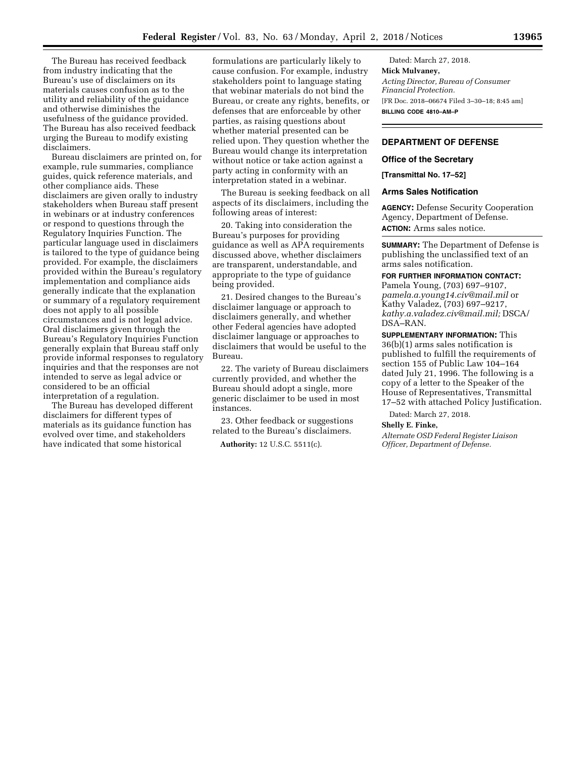The Bureau has received feedback from industry indicating that the Bureau's use of disclaimers on its materials causes confusion as to the utility and reliability of the guidance and otherwise diminishes the usefulness of the guidance provided. The Bureau has also received feedback urging the Bureau to modify existing disclaimers.

Bureau disclaimers are printed on, for example, rule summaries, compliance guides, quick reference materials, and other compliance aids. These disclaimers are given orally to industry stakeholders when Bureau staff present in webinars or at industry conferences or respond to questions through the Regulatory Inquiries Function. The particular language used in disclaimers is tailored to the type of guidance being provided. For example, the disclaimers provided within the Bureau's regulatory implementation and compliance aids generally indicate that the explanation or summary of a regulatory requirement does not apply to all possible circumstances and is not legal advice. Oral disclaimers given through the Bureau's Regulatory Inquiries Function generally explain that Bureau staff only provide informal responses to regulatory inquiries and that the responses are not intended to serve as legal advice or considered to be an official interpretation of a regulation.

The Bureau has developed different disclaimers for different types of materials as its guidance function has evolved over time, and stakeholders have indicated that some historical formulations are particularly likely to cause confusion. For example, industry stakeholders point to language stating that webinar materials do not bind the Bureau, or create any rights, benefits, or defenses that are enforceable by other parties, as raising questions about whether material presented can be relied upon. They question whether the Bureau would change its interpretation without notice or take action against a party acting in conformity with an interpretation stated in a webinar.

The Bureau is seeking feedback on all aspects of its disclaimers, including the following areas of interest:

20. Taking into consideration the Bureau's purposes for providing guidance as well as APA requirements discussed above, whether disclaimers are transparent, understandable, and appropriate to the type of guidance being provided.

21. Desired changes to the Bureau's disclaimer language or approach to disclaimers generally, and whether other Federal agencies have adopted disclaimer language or approaches to disclaimers that would be useful to the Bureau.

22. The variety of Bureau disclaimers currently provided, and whether the Bureau should adopt a single, more generic disclaimer to be used in most instances.

23. Other feedback or suggestions related to the Bureau's disclaimers.

**Authority:** 12 U.S.C. 5511(c).

Dated: March 27, 2018.

**Mick Mulvaney,**

*Acting Director, Bureau of Consumer Financial Protection.*

[FR Doc. 2018–06674 Filed 3–30–18; 8:45 am]

**BILLING CODE 4810–AM–P**

## DEPARTMENT OF DEFENSE

### Office of the Secretary

**[Transmittal No. 17–52]**

### Arms Sales Notification

**AGENCY:** Defense Security Cooperation Agency, Department of Defense.

**ACTION:** Arms sales notice.

**SUMMARY:** The Department of Defense is publishing the unclassified text of an arms sales notification.

**FOR FURTHER INFORMATION CONTACT:** Pamela Young, (703) 697–9107, *pamela.a.young14.civ@mail.mil* or Kathy Valadez, (703) 697–9217, *kathy.a.valadez.civ@mail.mil;* DSCA/DSA–RAN.

**SUPPLEMENTARY INFORMATION:** This 36(b)(1) arms sales notification is published to fulfill the requirements of section 155 of Public Law 104–164 dated July 21, 1996. The following is a copy of a letter to the Speaker of the House of Representatives, Transmittal 17–52 with attached Policy Justification.

Dated: March 27, 2018.

**Shelly E. Finke,**

*Alternate OSD Federal Register Liaison Officer, Department of Defense.*